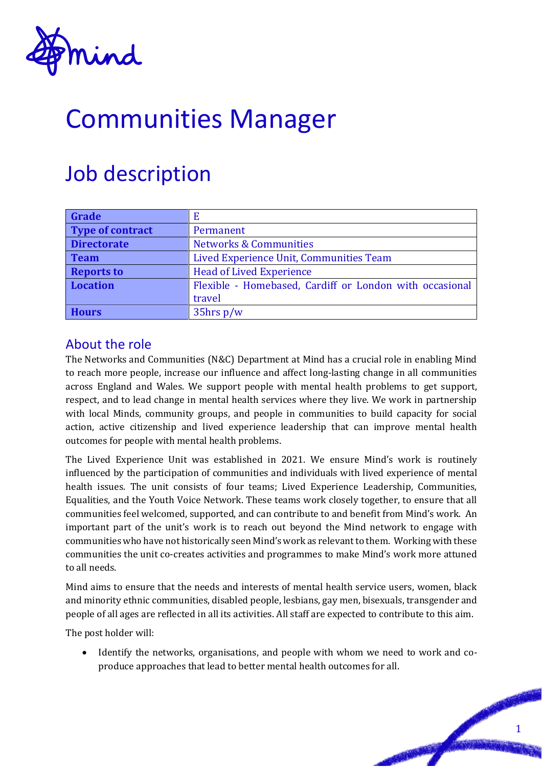# Communities Manager

## Job description

| Grade | E |
|---|---|
| Type of contract | Permanent |
| Directorate | Networks & Communities |
| Team | Lived Experience Unit, Communities Team |
| Reports to | Head of Lived Experience |
| Location | Flexible - Homebased, Cardiff or London with occasional travel |
| Hours | 35hrs p/w |

### About the role

The Networks and Communities (N&C) Department at Mind has a crucial role in enabling Mind to reach more people, increase our influence and affect long-lasting change in all communities across England and Wales. We support people with mental health problems to get support, respect, and to lead change in mental health services where they live. We work in partnership with local Minds, community groups, and people in communities to build capacity for social action, active citizenship and lived experience leadership that can improve mental health outcomes for people with mental health problems.

The Lived Experience Unit was established in 2021. We ensure Mind's work is routinely influenced by the participation of communities and individuals with lived experience of mental health issues. The unit consists of four teams; Lived Experience Leadership, Communities, Equalities, and the Youth Voice Network. These teams work closely together, to ensure that all communities feel welcomed, supported, and can contribute to and benefit from Mind's work. An important part of the unit's work is to reach out beyond the Mind network to engage with communities who have not historically seen Mind's work as relevant to them. Working with these communities the unit co-creates activities and programmes to make Mind's work more attuned to all needs.

Mind aims to ensure that the needs and interests of mental health service users, women, black and minority ethnic communities, disabled people, lesbians, gay men, bisexuals, transgender and people of all ages are reflected in all its activities. All staff are expected to contribute to this aim.

The post holder will:

- Identify the networks, organisations, and people with whom we need to work and co-produce approaches that lead to better mental health outcomes for all.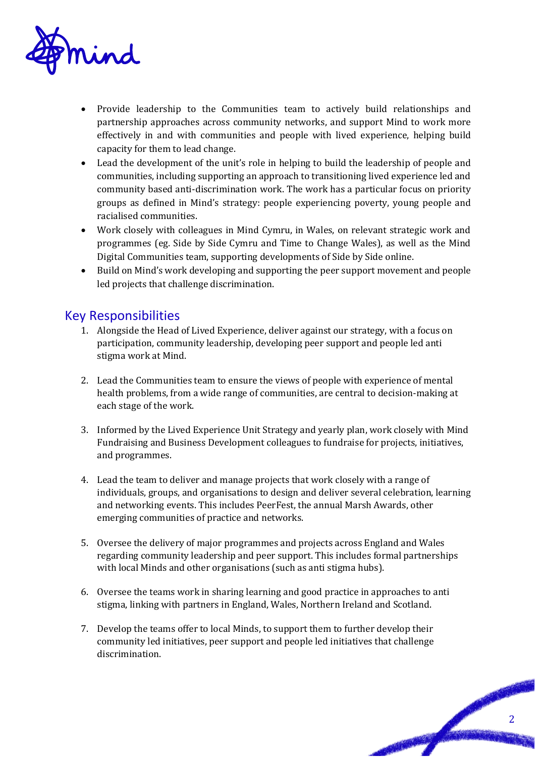- Provide leadership to the Communities team to actively build relationships and partnership approaches across community networks, and support Mind to work more effectively in and with communities and people with lived experience, helping build capacity for them to lead change.
- Lead the development of the unit's role in helping to build the leadership of people and communities, including supporting an approach to transitioning lived experience led and community based anti-discrimination work. The work has a particular focus on priority groups as defined in Mind's strategy: people experiencing poverty, young people and racialised communities.
- Work closely with colleagues in Mind Cymru, in Wales, on relevant strategic work and programmes (eg. Side by Side Cymru and Time to Change Wales), as well as the Mind Digital Communities team, supporting developments of Side by Side online.
- Build on Mind's work developing and supporting the peer support movement and people led projects that challenge discrimination.

## Key Responsibilities

1. Alongside the Head of Lived Experience, deliver against our strategy, with a focus on participation, community leadership, developing peer support and people led anti stigma work at Mind.

2. Lead the Communities team to ensure the views of people with experience of mental health problems, from a wide range of communities, are central to decision-making at each stage of the work.

3. Informed by the Lived Experience Unit Strategy and yearly plan, work closely with Mind Fundraising and Business Development colleagues to fundraise for projects, initiatives, and programmes.

4. Lead the team to deliver and manage projects that work closely with a range of individuals, groups, and organisations to design and deliver several celebration, learning and networking events. This includes PeerFest, the annual Marsh Awards, other emerging communities of practice and networks.

5. Oversee the delivery of major programmes and projects across England and Wales regarding community leadership and peer support. This includes formal partnerships with local Minds and other organisations (such as anti stigma hubs).

6. Oversee the teams work in sharing learning and good practice in approaches to anti stigma, linking with partners in England, Wales, Northern Ireland and Scotland.

7. Develop the teams offer to local Minds, to support them to further develop their community led initiatives, peer support and people led initiatives that challenge discrimination.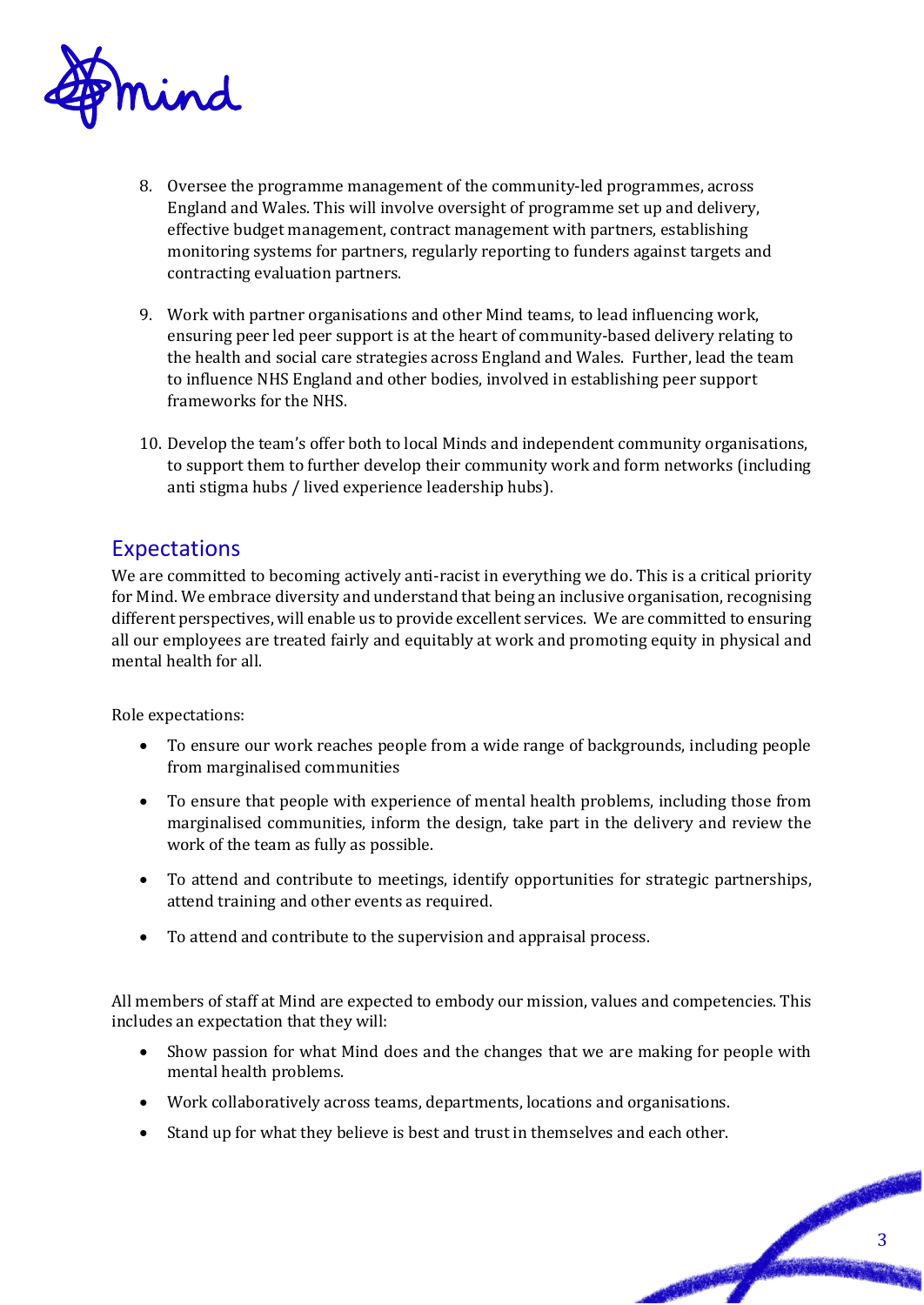8. Oversee the programme management of the community-led programmes, across England and Wales. This will involve oversight of programme set up and delivery, effective budget management, contract management with partners, establishing monitoring systems for partners, regularly reporting to funders against targets and contracting evaluation partners.

9. Work with partner organisations and other Mind teams, to lead influencing work, ensuring peer led peer support is at the heart of community-based delivery relating to the health and social care strategies across England and Wales. Further, lead the team to influence NHS England and other bodies, involved in establishing peer support frameworks for the NHS.

10. Develop the team's offer both to local Minds and independent community organisations, to support them to further develop their community work and form networks (including anti stigma hubs / lived experience leadership hubs).

## Expectations

We are committed to becoming actively anti-racist in everything we do. This is a critical priority for Mind. We embrace diversity and understand that being an inclusive organisation, recognising different perspectives, will enable us to provide excellent services. We are committed to ensuring all our employees are treated fairly and equitably at work and promoting equity in physical and mental health for all.

Role expectations:

- To ensure our work reaches people from a wide range of backgrounds, including people from marginalised communities
- To ensure that people with experience of mental health problems, including those from marginalised communities, inform the design, take part in the delivery and review the work of the team as fully as possible.
- To attend and contribute to meetings, identify opportunities for strategic partnerships, attend training and other events as required.
- To attend and contribute to the supervision and appraisal process.

All members of staff at Mind are expected to embody our mission, values and competencies. This includes an expectation that they will:

- Show passion for what Mind does and the changes that we are making for people with mental health problems.
- Work collaboratively across teams, departments, locations and organisations.
- Stand up for what they believe is best and trust in themselves and each other.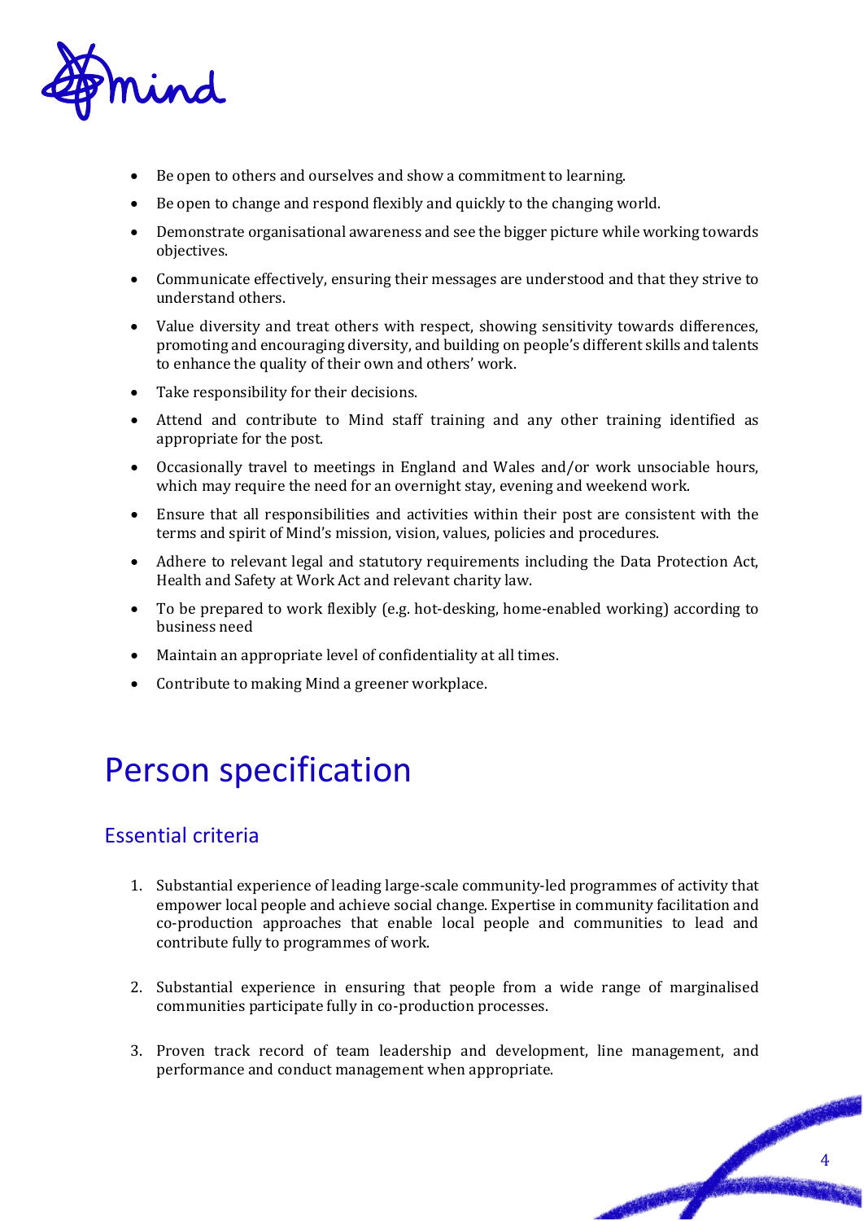- Be open to others and ourselves and show a commitment to learning.
- Be open to change and respond flexibly and quickly to the changing world.
- Demonstrate organisational awareness and see the bigger picture while working towards objectives.
- Communicate effectively, ensuring their messages are understood and that they strive to understand others.
- Value diversity and treat others with respect, showing sensitivity towards differences, promoting and encouraging diversity, and building on people's different skills and talents to enhance the quality of their own and others' work.
- Take responsibility for their decisions.
- Attend and contribute to Mind staff training and any other training identified as appropriate for the post.
- Occasionally travel to meetings in England and Wales and/or work unsociable hours, which may require the need for an overnight stay, evening and weekend work.
- Ensure that all responsibilities and activities within their post are consistent with the terms and spirit of Mind's mission, vision, values, policies and procedures.
- Adhere to relevant legal and statutory requirements including the Data Protection Act, Health and Safety at Work Act and relevant charity law.
- To be prepared to work flexibly (e.g. hot-desking, home-enabled working) according to business need
- Maintain an appropriate level of confidentiality at all times.
- Contribute to making Mind a greener workplace.

# Person specification

## Essential criteria

1. Substantial experience of leading large-scale community-led programmes of activity that empower local people and achieve social change. Expertise in community facilitation and co-production approaches that enable local people and communities to lead and contribute fully to programmes of work.

2. Substantial experience in ensuring that people from a wide range of marginalised communities participate fully in co-production processes.

3. Proven track record of team leadership and development, line management, and performance and conduct management when appropriate.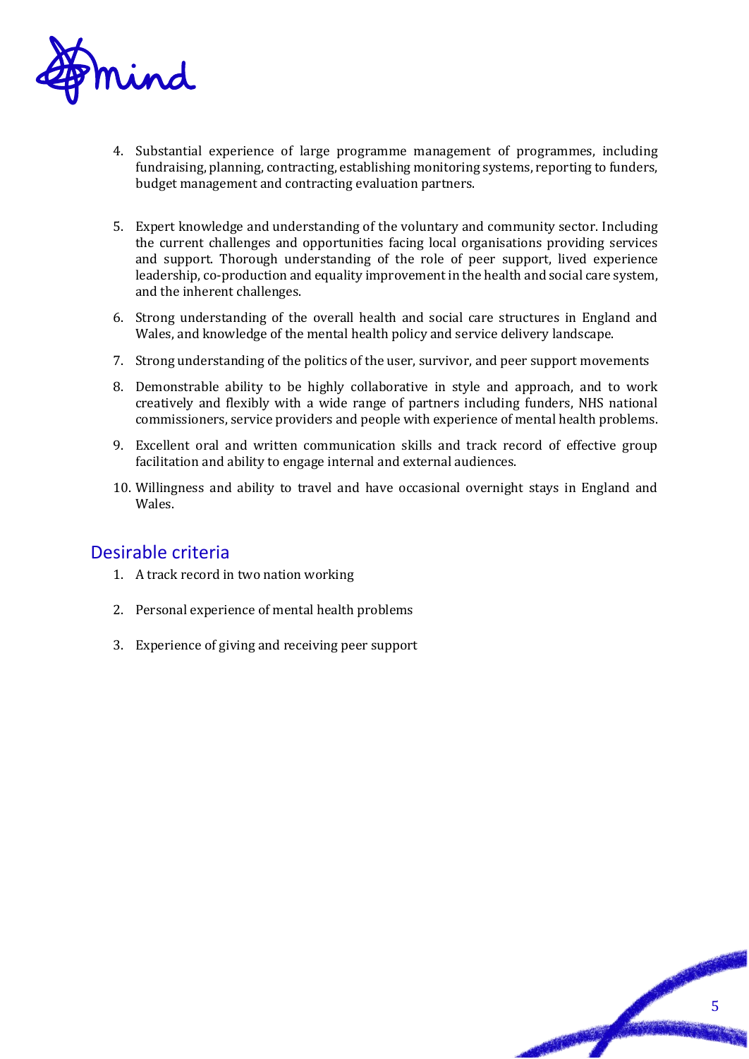4. Substantial experience of large programme management of programmes, including fundraising, planning, contracting, establishing monitoring systems, reporting to funders, budget management and contracting evaluation partners.

5. Expert knowledge and understanding of the voluntary and community sector. Including the current challenges and opportunities facing local organisations providing services and support. Thorough understanding of the role of peer support, lived experience leadership, co-production and equality improvement in the health and social care system, and the inherent challenges.

6. Strong understanding of the overall health and social care structures in England and Wales, and knowledge of the mental health policy and service delivery landscape.

7. Strong understanding of the politics of the user, survivor, and peer support movements

8. Demonstrable ability to be highly collaborative in style and approach, and to work creatively and flexibly with a wide range of partners including funders, NHS national commissioners, service providers and people with experience of mental health problems.

9. Excellent oral and written communication skills and track record of effective group facilitation and ability to engage internal and external audiences.

10. Willingness and ability to travel and have occasional overnight stays in England and Wales.

## Desirable criteria

1. A track record in two nation working

2. Personal experience of mental health problems

3. Experience of giving and receiving peer support